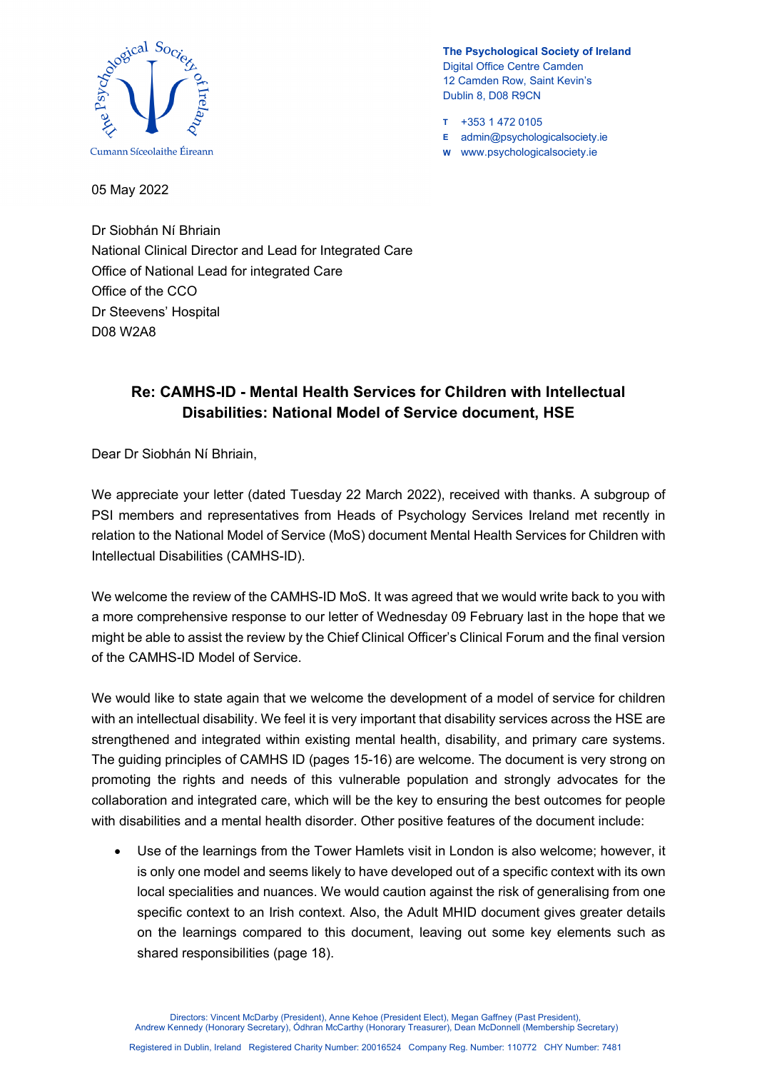The Psychological Society of Ireland
Digital Office Centre Camden
12 Camden Row, Saint Kevin's
Dublin 8, D08 R9CN

T +353 1 472 0105
E admin@psychologicalsociety.ie
W www.psychologicalsociety.ie

05 May 2022

Dr Siobhán Ní Bhriain
National Clinical Director and Lead for Integrated Care
Office of National Lead for integrated Care
Office of the CCO
Dr Steevens' Hospital
D08 W2A8

**Re: CAMHS-ID - Mental Health Services for Children with Intellectual Disabilities: National Model of Service document, HSE**

Dear Dr Siobhán Ní Bhriain,

We appreciate your letter (dated Tuesday 22 March 2022), received with thanks. A subgroup of PSI members and representatives from Heads of Psychology Services Ireland met recently in relation to the National Model of Service (MoS) document Mental Health Services for Children with Intellectual Disabilities (CAMHS-ID).

We welcome the review of the CAMHS-ID MoS. It was agreed that we would write back to you with a more comprehensive response to our letter of Wednesday 09 February last in the hope that we might be able to assist the review by the Chief Clinical Officer's Clinical Forum and the final version of the CAMHS-ID Model of Service.

We would like to state again that we welcome the development of a model of service for children with an intellectual disability. We feel it is very important that disability services across the HSE are strengthened and integrated within existing mental health, disability, and primary care systems. The guiding principles of CAMHS ID (pages 15-16) are welcome. The document is very strong on promoting the rights and needs of this vulnerable population and strongly advocates for the collaboration and integrated care, which will be the key to ensuring the best outcomes for people with disabilities and a mental health disorder. Other positive features of the document include:

- Use of the learnings from the Tower Hamlets visit in London is also welcome; however, it is only one model and seems likely to have developed out of a specific context with its own local specialities and nuances. We would caution against the risk of generalising from one specific context to an Irish context. Also, the Adult MHID document gives greater details on the learnings compared to this document, leaving out some key elements such as shared responsibilities (page 18).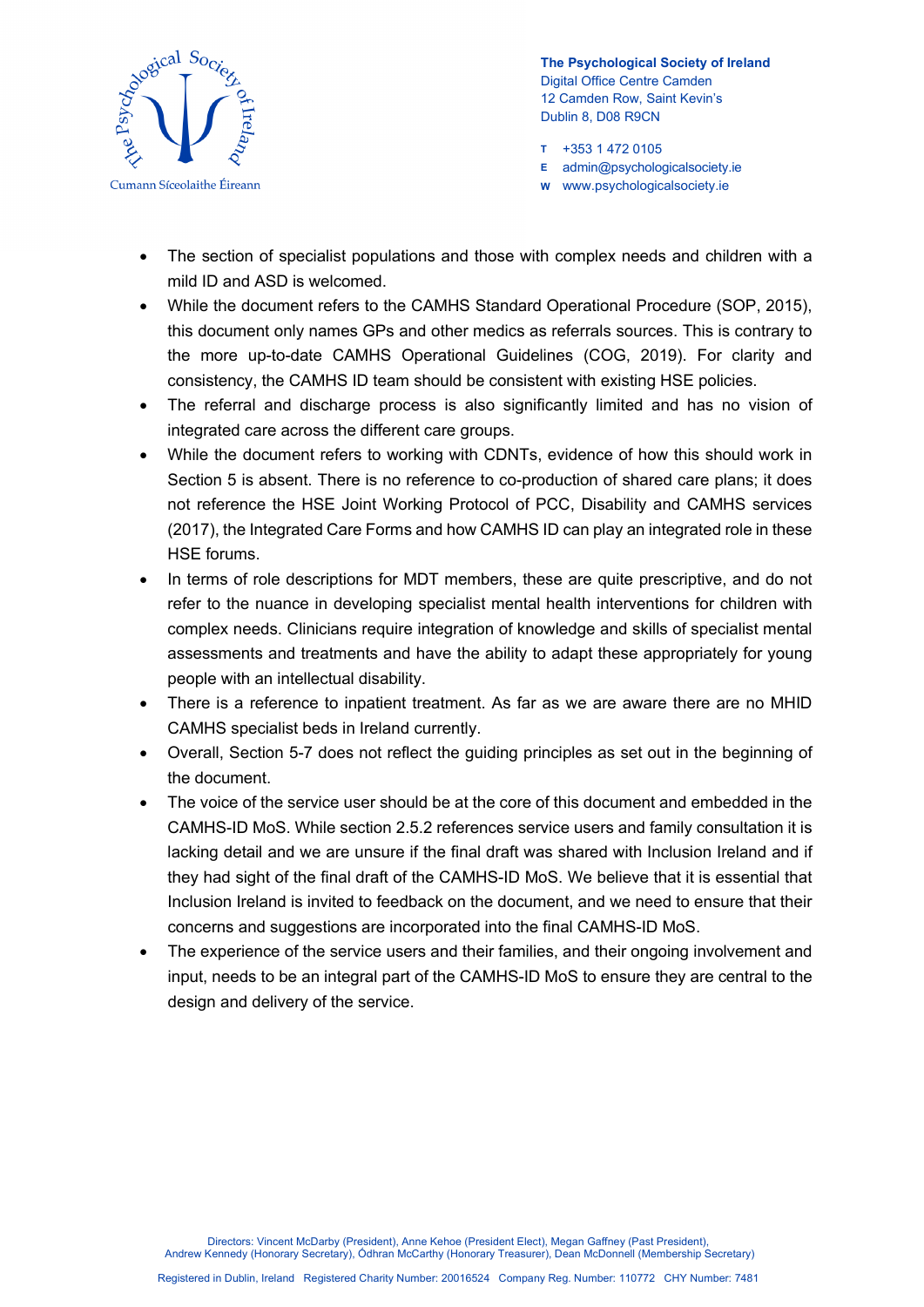- The section of specialist populations and those with complex needs and children with a mild ID and ASD is welcomed.
- While the document refers to the CAMHS Standard Operational Procedure (SOP, 2015), this document only names GPs and other medics as referrals sources. This is contrary to the more up-to-date CAMHS Operational Guidelines (COG, 2019). For clarity and consistency, the CAMHS ID team should be consistent with existing HSE policies.
- The referral and discharge process is also significantly limited and has no vision of integrated care across the different care groups.
- While the document refers to working with CDNTs, evidence of how this should work in Section 5 is absent. There is no reference to co-production of shared care plans; it does not reference the HSE Joint Working Protocol of PCC, Disability and CAMHS services (2017), the Integrated Care Forms and how CAMHS ID can play an integrated role in these HSE forums.
- In terms of role descriptions for MDT members, these are quite prescriptive, and do not refer to the nuance in developing specialist mental health interventions for children with complex needs. Clinicians require integration of knowledge and skills of specialist mental assessments and treatments and have the ability to adapt these appropriately for young people with an intellectual disability.
- There is a reference to inpatient treatment. As far as we are aware there are no MHID CAMHS specialist beds in Ireland currently.
- Overall, Section 5-7 does not reflect the guiding principles as set out in the beginning of the document.
- The voice of the service user should be at the core of this document and embedded in the CAMHS-ID MoS. While section 2.5.2 references service users and family consultation it is lacking detail and we are unsure if the final draft was shared with Inclusion Ireland and if they had sight of the final draft of the CAMHS-ID MoS. We believe that it is essential that Inclusion Ireland is invited to feedback on the document, and we need to ensure that their concerns and suggestions are incorporated into the final CAMHS-ID MoS.
- The experience of the service users and their families, and their ongoing involvement and input, needs to be an integral part of the CAMHS-ID MoS to ensure they are central to the design and delivery of the service.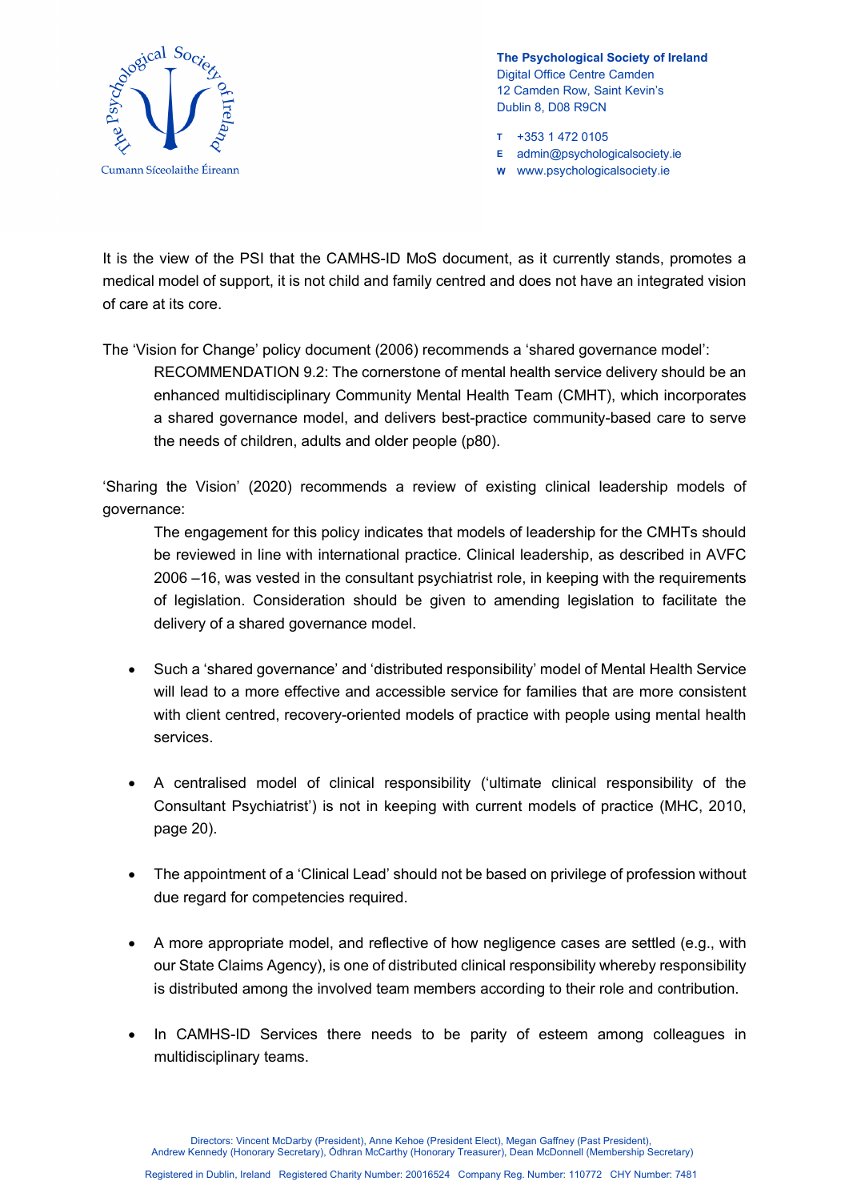It is the view of the PSI that the CAMHS-ID MoS document, as it currently stands, promotes a medical model of support, it is not child and family centred and does not have an integrated vision of care at its core.

The 'Vision for Change' policy document (2006) recommends a 'shared governance model':

> RECOMMENDATION 9.2: The cornerstone of mental health service delivery should be an enhanced multidisciplinary Community Mental Health Team (CMHT), which incorporates a shared governance model, and delivers best-practice community-based care to serve the needs of children, adults and older people (p80).

'Sharing the Vision' (2020) recommends a review of existing clinical leadership models of governance:

> The engagement for this policy indicates that models of leadership for the CMHTs should be reviewed in line with international practice. Clinical leadership, as described in AVFC 2006 –16, was vested in the consultant psychiatrist role, in keeping with the requirements of legislation. Consideration should be given to amending legislation to facilitate the delivery of a shared governance model.

- Such a 'shared governance' and 'distributed responsibility' model of Mental Health Service will lead to a more effective and accessible service for families that are more consistent with client centred, recovery-oriented models of practice with people using mental health services.

- A centralised model of clinical responsibility ('ultimate clinical responsibility of the Consultant Psychiatrist') is not in keeping with current models of practice (MHC, 2010, page 20).

- The appointment of a 'Clinical Lead' should not be based on privilege of profession without due regard for competencies required.

- A more appropriate model, and reflective of how negligence cases are settled (e.g., with our State Claims Agency), is one of distributed clinical responsibility whereby responsibility is distributed among the involved team members according to their role and contribution.

- In CAMHS-ID Services there needs to be parity of esteem among colleagues in multidisciplinary teams.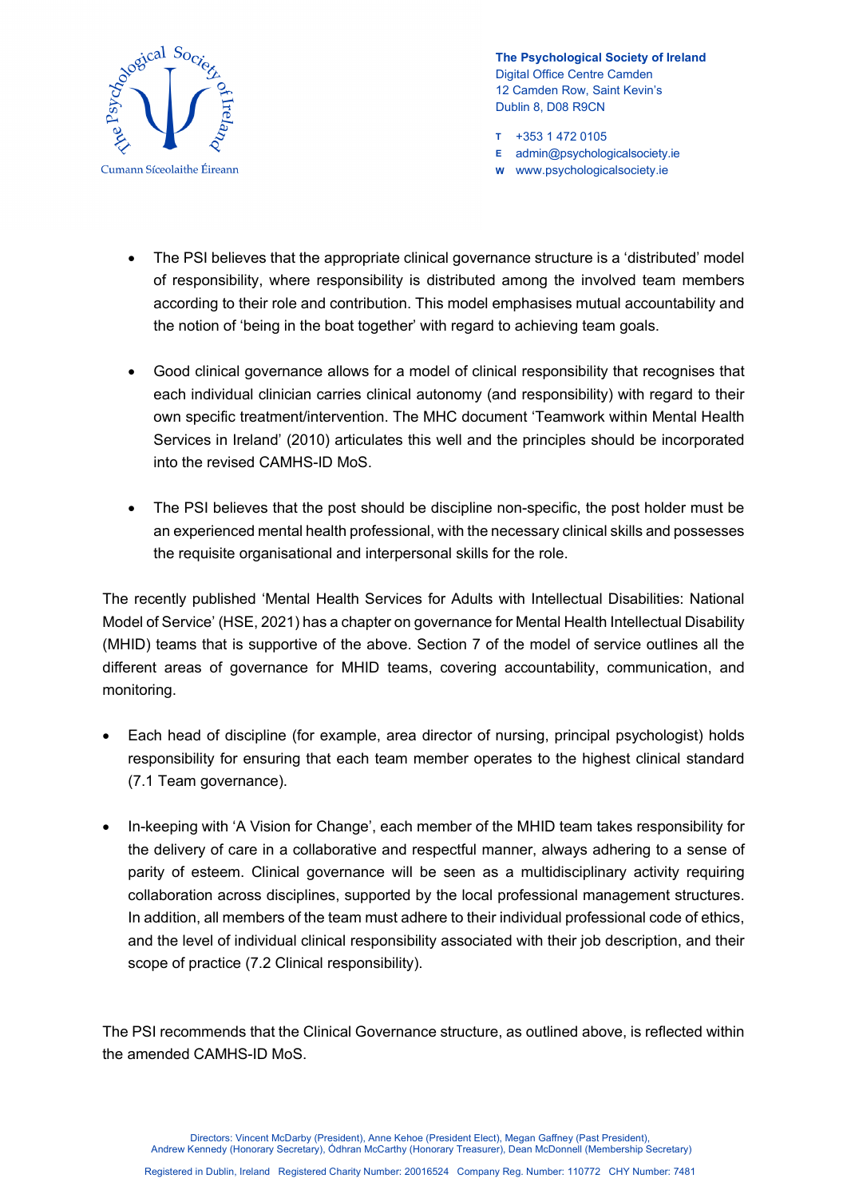- The PSI believes that the appropriate clinical governance structure is a 'distributed' model of responsibility, where responsibility is distributed among the involved team members according to their role and contribution. This model emphasises mutual accountability and the notion of 'being in the boat together' with regard to achieving team goals.

- Good clinical governance allows for a model of clinical responsibility that recognises that each individual clinician carries clinical autonomy (and responsibility) with regard to their own specific treatment/intervention. The MHC document 'Teamwork within Mental Health Services in Ireland' (2010) articulates this well and the principles should be incorporated into the revised CAMHS-ID MoS.

- The PSI believes that the post should be discipline non-specific, the post holder must be an experienced mental health professional, with the necessary clinical skills and possesses the requisite organisational and interpersonal skills for the role.

The recently published 'Mental Health Services for Adults with Intellectual Disabilities: National Model of Service' (HSE, 2021) has a chapter on governance for Mental Health Intellectual Disability (MHID) teams that is supportive of the above. Section 7 of the model of service outlines all the different areas of governance for MHID teams, covering accountability, communication, and monitoring.

- Each head of discipline (for example, area director of nursing, principal psychologist) holds responsibility for ensuring that each team member operates to the highest clinical standard (7.1 Team governance).

- In-keeping with 'A Vision for Change', each member of the MHID team takes responsibility for the delivery of care in a collaborative and respectful manner, always adhering to a sense of parity of esteem. Clinical governance will be seen as a multidisciplinary activity requiring collaboration across disciplines, supported by the local professional management structures. In addition, all members of the team must adhere to their individual professional code of ethics, and the level of individual clinical responsibility associated with their job description, and their scope of practice (7.2 Clinical responsibility).

The PSI recommends that the Clinical Governance structure, as outlined above, is reflected within the amended CAMHS-ID MoS.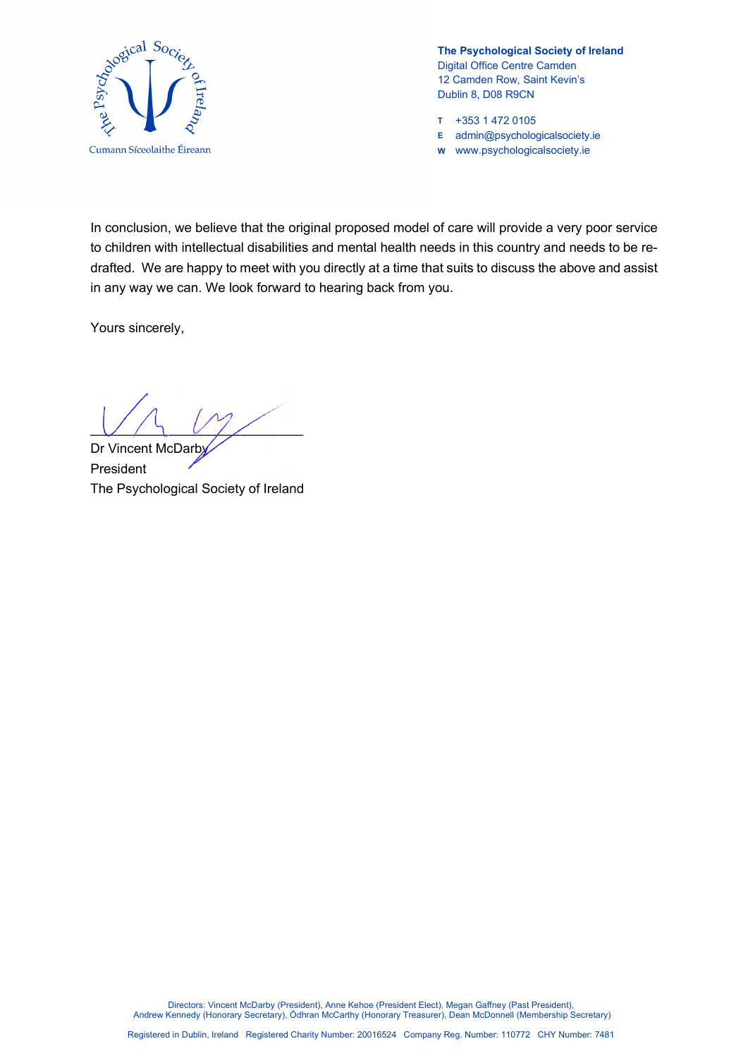In conclusion, we believe that the original proposed model of care will provide a very poor service to children with intellectual disabilities and mental health needs in this country and needs to be re-drafted. We are happy to meet with you directly at a time that suits to discuss the above and assist in any way we can. We look forward to hearing back from you.

Yours sincerely,

\_\_\_\_\_\_\_\_\_\_\_\_\_\_\_\_\_\_\_\_\_\_\_\_\_\_\_\_\_\_

Dr Vincent McDarby
President
The Psychological Society of Ireland